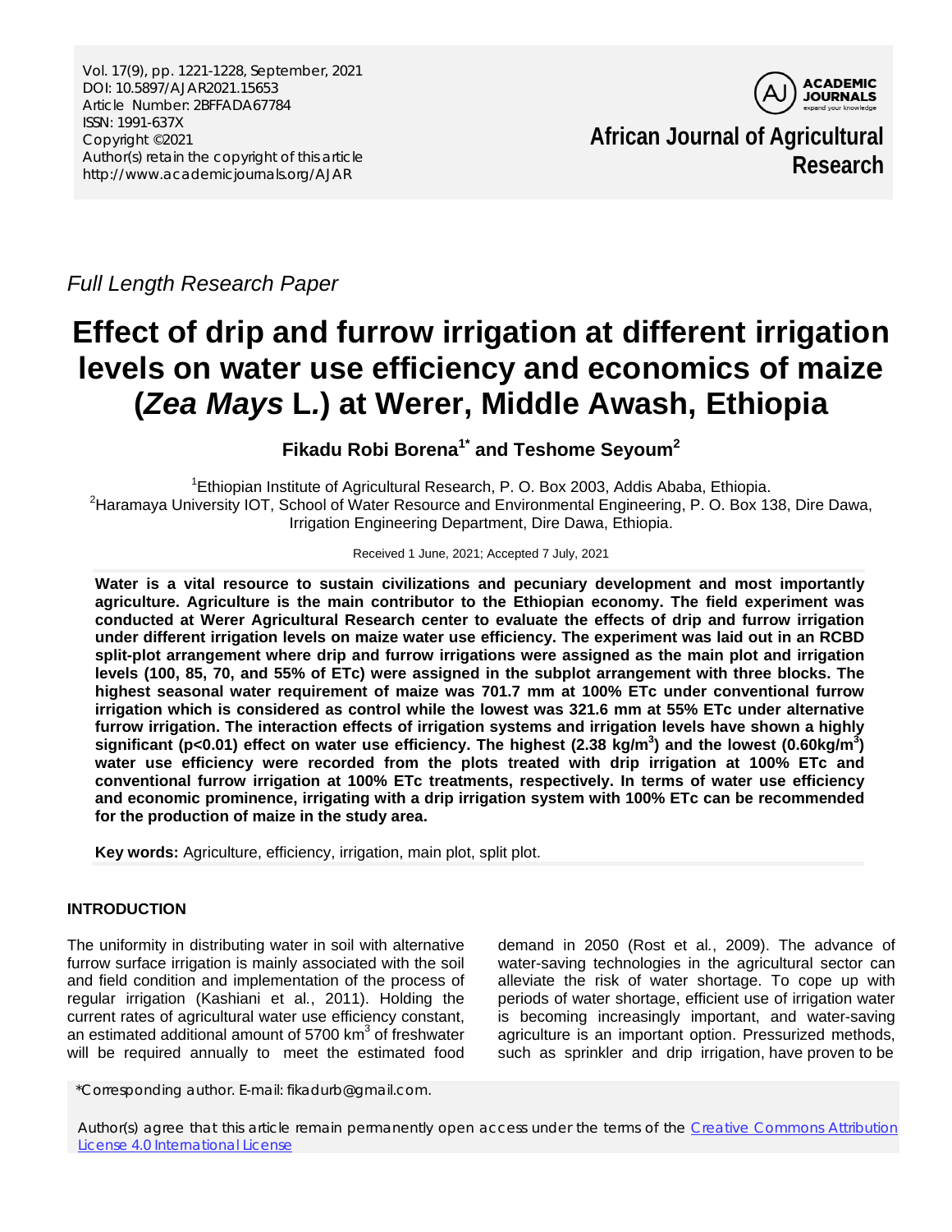*Full Length Research Paper*

# Effect of drip and furrow irrigation at different irrigation levels on water use efficiency and economics of maize (*Zea Mays* L.) at Werer, Middle Awash, Ethiopia

**Fikadu Robi Borena[1*] and Teshome Seyoum[2]**

[1]Ethiopian Institute of Agricultural Research, P. O. Box 2003, Addis Ababa, Ethiopia.
[2]Haramaya University IOT, School of Water Resource and Environmental Engineering, P. O. Box 138, Dire Dawa, Irrigation Engineering Department, Dire Dawa, Ethiopia.

Received 1 June, 2021; Accepted 7 July, 2021

**Water is a vital resource to sustain civilizations and pecuniary development and most importantly agriculture. Agriculture is the main contributor to the Ethiopian economy. The field experiment was conducted at Werer Agricultural Research center to evaluate the effects of drip and furrow irrigation under different irrigation levels on maize water use efficiency. The experiment was laid out in an RCBD split-plot arrangement where drip and furrow irrigations were assigned as the main plot and irrigation levels (100, 85, 70, and 55% of ETc) were assigned in the subplot arrangement with three blocks. The highest seasonal water requirement of maize was 701.7 mm at 100% ETc under conventional furrow irrigation which is considered as control while the lowest was 321.6 mm at 55% ETc under alternative furrow irrigation. The interaction effects of irrigation systems and irrigation levels have shown a highly significant ($p<0.01$) effect on water use efficiency. The highest (2.38 kg/m$^3$) and the lowest (0.60kg/m$^3$) water use efficiency were recorded from the plots treated with drip irrigation at 100% ETc and conventional furrow irrigation at 100% ETc treatments, respectively. In terms of water use efficiency and economic prominence, irrigating with a drip irrigation system with 100% ETc can be recommended for the production of maize in the study area.**

**Key words:** Agriculture, efficiency, irrigation, main plot, split plot.

## INTRODUCTION

The uniformity in distributing water in soil with alternative furrow surface irrigation is mainly associated with the soil and field condition and implementation of the process of regular irrigation (Kashiani et al., 2011). Holding the current rates of agricultural water use efficiency constant, an estimated additional amount of 5700 km$^3$ of freshwater will be required annually to meet the estimated food demand in 2050 (Rost et al., 2009). The advance of water-saving technologies in the agricultural sector can alleviate the risk of water shortage. To cope up with periods of water shortage, efficient use of irrigation water is becoming increasingly important, and water-saving agriculture is an important option. Pressurized methods, such as sprinkler and drip irrigation, have proven to be

*Corresponding author. E-mail: fikadurb@gmail.com.

Author(s) agree that this article remain permanently open access under the terms of the Creative Commons Attribution License 4.0 International License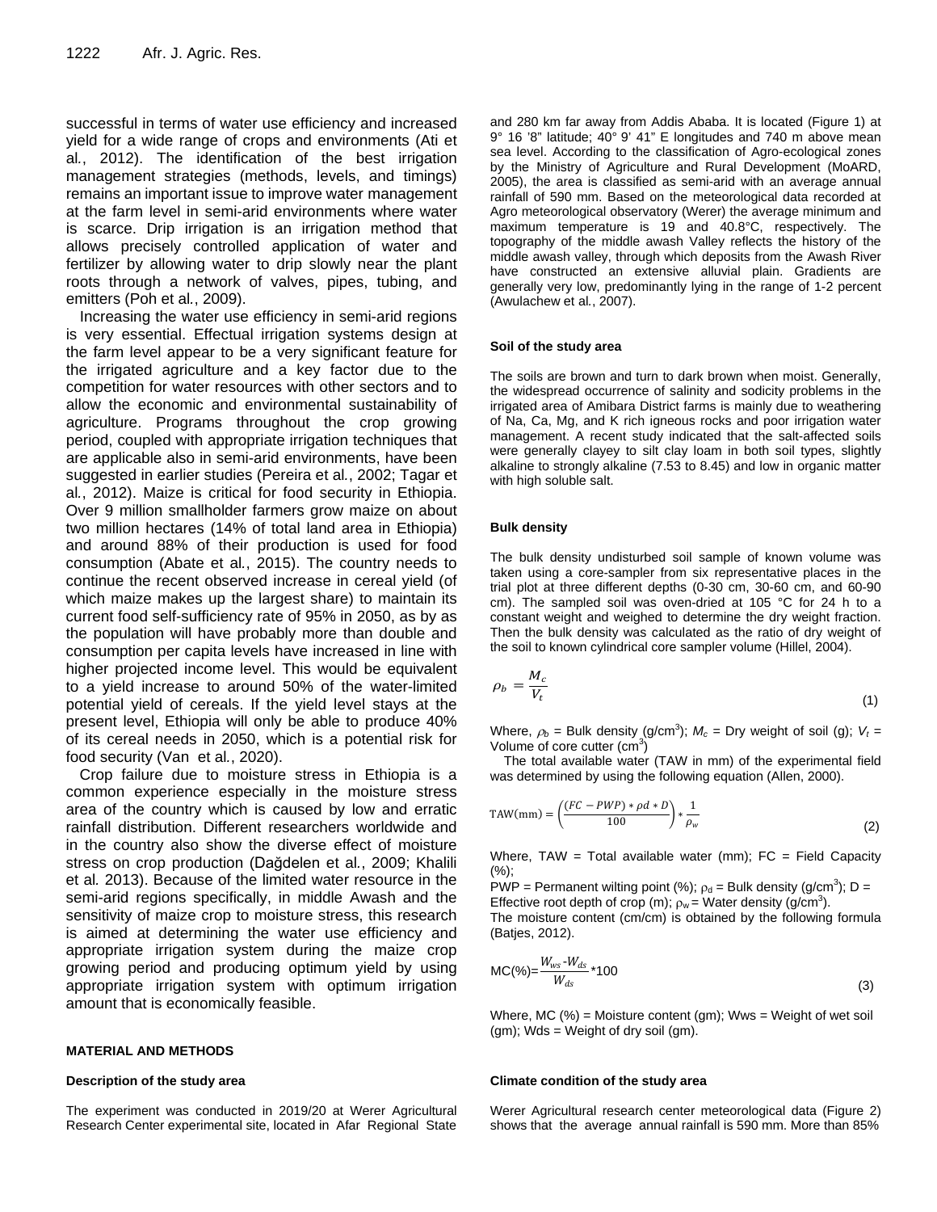successful in terms of water use efficiency and increased yield for a wide range of crops and environments (Ati et al., 2012). The identification of the best irrigation management strategies (methods, levels, and timings) remains an important issue to improve water management at the farm level in semi-arid environments where water is scarce. Drip irrigation is an irrigation method that allows precisely controlled application of water and fertilizer by allowing water to drip slowly near the plant roots through a network of valves, pipes, tubing, and emitters (Poh et al., 2009).

Increasing the water use efficiency in semi-arid regions is very essential. Effectual irrigation systems design at the farm level appear to be a very significant feature for the irrigated agriculture and a key factor due to the competition for water resources with other sectors and to allow the economic and environmental sustainability of agriculture. Programs throughout the crop growing period, coupled with appropriate irrigation techniques that are applicable also in semi-arid environments, have been suggested in earlier studies (Pereira et al., 2002; Tagar et al., 2012). Maize is critical for food security in Ethiopia. Over 9 million smallholder farmers grow maize on about two million hectares (14% of total land area in Ethiopia) and around 88% of their production is used for food consumption (Abate et al., 2015). The country needs to continue the recent observed increase in cereal yield (of which maize makes up the largest share) to maintain its current food self-sufficiency rate of 95% in 2050, as by as the population will have probably more than double and consumption per capita levels have increased in line with higher projected income level. This would be equivalent to a yield increase to around 50% of the water-limited potential yield of cereals. If the yield level stays at the present level, Ethiopia will only be able to produce 40% of its cereal needs in 2050, which is a potential risk for food security (Van et al., 2020).

Crop failure due to moisture stress in Ethiopia is a common experience especially in the moisture stress area of the country which is caused by low and erratic rainfall distribution. Different researchers worldwide and in the country also show the diverse effect of moisture stress on crop production (Dağdelen et al., 2009; Khalili et al. 2013). Because of the limited water resource in the semi-arid regions specifically, in middle Awash and the sensitivity of maize crop to moisture stress, this research is aimed at determining the water use efficiency and appropriate irrigation system during the maize crop growing period and producing optimum yield by using appropriate irrigation system with optimum irrigation amount that is economically feasible.

## MATERIAL AND METHODS

### Description of the study area

The experiment was conducted in 2019/20 at Werer Agricultural Research Center experimental site, located in Afar Regional State and 280 km far away from Addis Ababa. It is located (Figure 1) at 9° 16 '8" latitude; 40° 9' 41" E longitudes and 740 m above mean sea level. According to the classification of Agro-ecological zones by the Ministry of Agriculture and Rural Development (MoARD, 2005), the area is classified as semi-arid with an average annual rainfall of 590 mm. Based on the meteorological data recorded at Agro meteorological observatory (Werer) the average minimum and maximum temperature is 19 and 40.8°C, respectively. The topography of the middle awash Valley reflects the history of the middle awash valley, through which deposits from the Awash River have constructed an extensive alluvial plain. Gradients are generally very low, predominantly lying in the range of 1-2 percent (Awulachew et al., 2007).

### Soil of the study area

The soils are brown and turn to dark brown when moist. Generally, the widespread occurrence of salinity and sodicity problems in the irrigated area of Amibara District farms is mainly due to weathering of Na, Ca, Mg, and K rich igneous rocks and poor irrigation water management. A recent study indicated that the salt-affected soils were generally clayey to silt clay loam in both soil types, slightly alkaline to strongly alkaline (7.53 to 8.45) and low in organic matter with high soluble salt.

### Bulk density

The bulk density undisturbed soil sample of known volume was taken using a core-sampler from six representative places in the trial plot at three different depths (0-30 cm, 30-60 cm, and 60-90 cm). The sampled soil was oven-dried at 105 °C for 24 h to a constant weight and weighed to determine the dry weight fraction. Then the bulk density was calculated as the ratio of dry weight of the soil to known cylindrical core sampler volume (Hillel, 2004).

$$\rho_b = \frac{M_c}{V_t} \tag{1}$$

Where, $\rho_b$ = Bulk density (g/cm$^3$); $M_c$ = Dry weight of soil (g); $V_t$ = Volume of core cutter (cm$^3$)

The total available water (TAW in mm) of the experimental field was determined by using the following equation (Allen, 2000).

$$\text{TAW(mm)} = \left(\frac{(FC - PWP) * \rho d * D}{100}\right) * \frac{1}{\rho_w} \tag{2}$$

Where, TAW = Total available water (mm); FC = Field Capacity (%);
PWP = Permanent wilting point (%); $\rho_d$ = Bulk density (g/cm$^3$); D = Effective root depth of crop (m); $\rho_w$ = Water density (g/cm$^3$).
The moisture content (cm/cm) is obtained by the following formula (Batjes, 2012).

$$\text{MC(\%)} = \frac{W_{ws} - W_{ds}}{W_{ds}} * 100 \tag{3}$$

Where, MC (%) = Moisture content (gm); Wws = Weight of wet soil (gm); Wds = Weight of dry soil (gm).

### Climate condition of the study area

Werer Agricultural research center meteorological data (Figure 2) shows that the average annual rainfall is 590 mm. More than 85%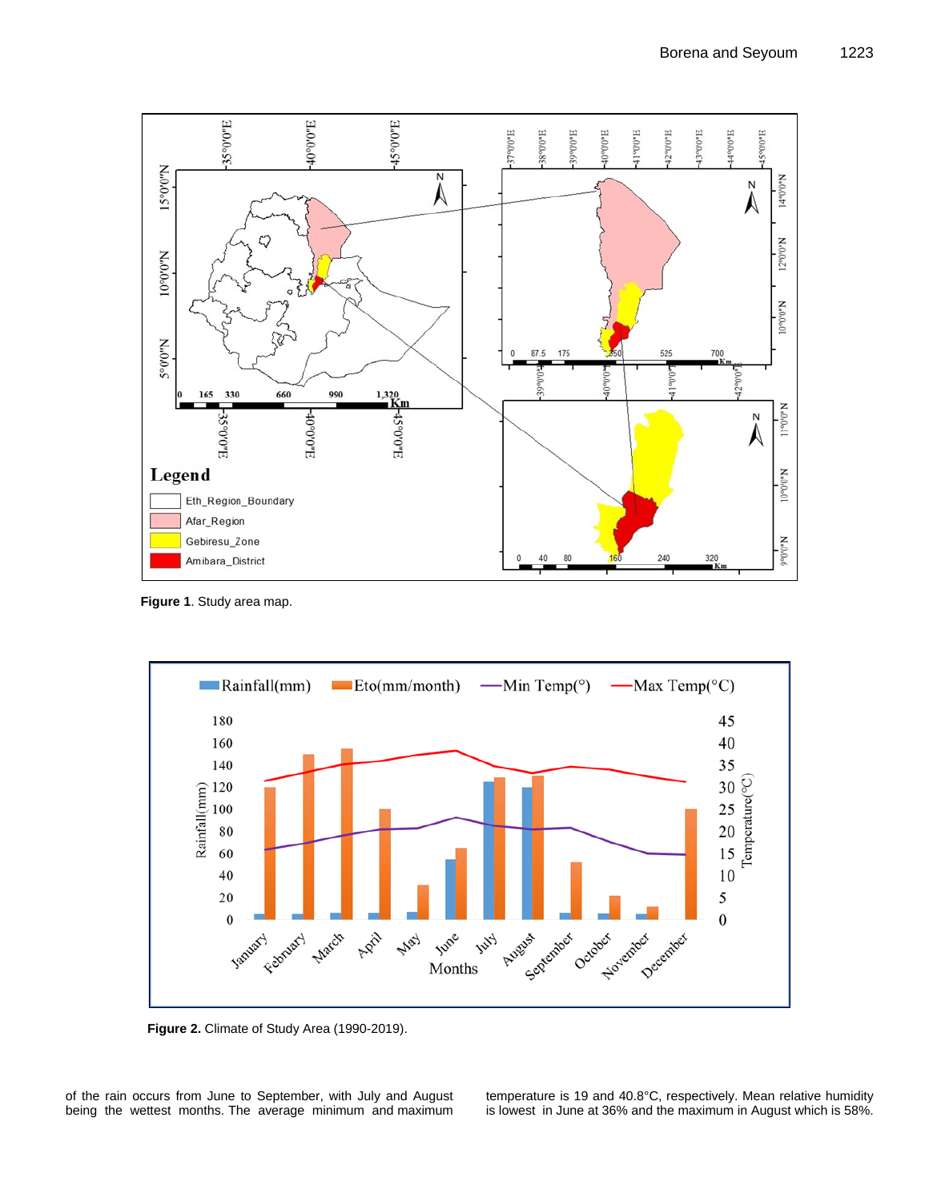Figure 1. Study area map.

Figure 2. Climate of Study Area (1990-2019).

of the rain occurs from June to September, with July and August being the wettest months. The average minimum and maximum temperature is 19 and 40.8°C, respectively. Mean relative humidity is lowest in June at 36% and the maximum in August which is 58%.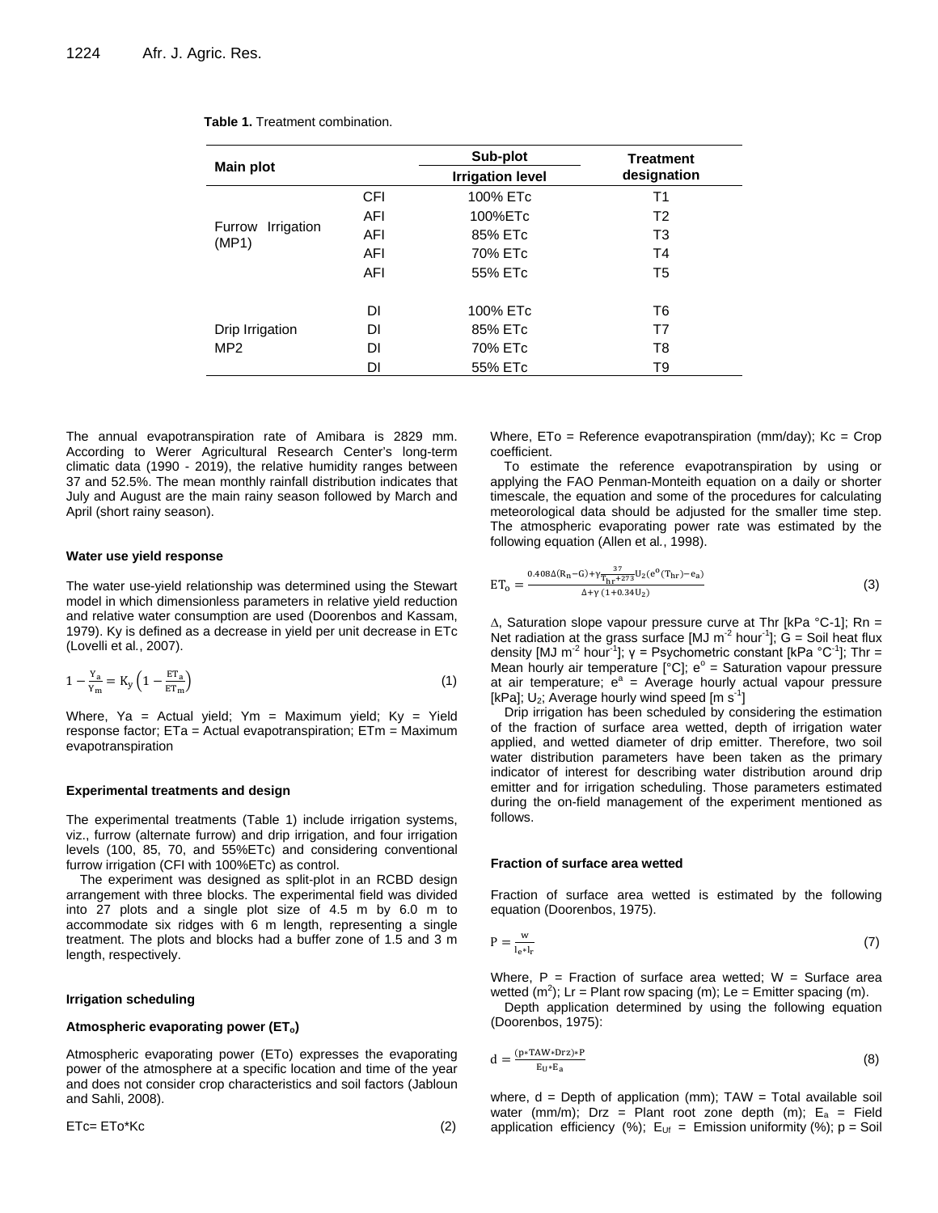**Table 1.** Treatment combination.

| Main plot | | Sub-plot | Treatment designation |
|---|---|---|---|
| | | Irrigation level | |
| Furrow Irrigation (MP1) | CFI | 100% ETc | T1 |
| | AFI | 100%ETc | T2 |
| | AFI | 85% ETc | T3 |
| | AFI | 70% ETc | T4 |
| | AFI | 55% ETc | T5 |
| Drip Irrigation MP2 | DI | 100% ETc | T6 |
| | DI | 85% ETc | T7 |
| | DI | 70% ETc | T8 |
| | DI | 55% ETc | T9 |

The annual evapotranspiration rate of Amibara is 2829 mm. According to Werer Agricultural Research Center's long-term climatic data (1990 - 2019), the relative humidity ranges between 37 and 52.5%. The mean monthly rainfall distribution indicates that July and August are the main rainy season followed by March and April (short rainy season).

#### Water use yield response

The water use-yield relationship was determined using the Stewart model in which dimensionless parameters in relative yield reduction and relative water consumption are used (Doorenbos and Kassam, 1979). Ky is defined as a decrease in yield per unit decrease in ETc (Lovelli et al., 2007).

$$1-\frac{Y_a}{Y_m}=K_y\left(1-\frac{ET_a}{ET_m}\right) \tag{1}$$

Where, Ya = Actual yield; Ym = Maximum yield; Ky = Yield response factor; ETa = Actual evapotranspiration; ETm = Maximum evapotranspiration

#### Experimental treatments and design

The experimental treatments (Table 1) include irrigation systems, viz., furrow (alternate furrow) and drip irrigation, and four irrigation levels (100, 85, 70, and 55%ETc) and considering conventional furrow irrigation (CFI with 100%ETc) as control.

The experiment was designed as split-plot in an RCBD design arrangement with three blocks. The experimental field was divided into 27 plots and a single plot size of 4.5 m by 6.0 m to accommodate six ridges with 6 m length, representing a single treatment. The plots and blocks had a buffer zone of 1.5 and 3 m length, respectively.

#### Irrigation scheduling

#### Atmospheric evaporating power ($ET_o$)

Atmospheric evaporating power (ETo) expresses the evaporating power of the atmosphere at a specific location and time of the year and does not consider crop characteristics and soil factors (Jabloun and Sahli, 2008).

$$ETc= ETo*Kc \tag{2}$$

Where, ETo = Reference evapotranspiration (mm/day); Kc = Crop coefficient.

To estimate the reference evapotranspiration by using or applying the FAO Penman-Monteith equation on a daily or shorter timescale, the equation and some of the procedures for calculating meteorological data should be adjusted for the smaller time step. The atmospheric evaporating power rate was estimated by the following equation (Allen et al., 1998).

$$ET_o=\frac{0.408\Delta(R_n-G)+\gamma\frac{37}{T_{hr}+273}U_2(e^o(T_{hr})-e_a)}{\Delta+\gamma(1+0.34U_2)} \tag{3}$$

Δ, Saturation slope vapour pressure curve at Thr [kPa °C-1]; Rn = Net radiation at the grass surface [MJ $m^{-2}$ $hour^{-1}$]; G = Soil heat flux density [MJ $m^{-2}$ $hour^{-1}$]; γ = Psychometric constant [kPa $°C^{-1}$]; Thr = Mean hourly air temperature [°C]; $e^o$ = Saturation vapour pressure at air temperature; $e^a$ = Average hourly actual vapour pressure [kPa]; $U_2$; Average hourly wind speed [m $s^{-1}$]

Drip irrigation has been scheduled by considering the estimation of the fraction of surface area wetted, depth of irrigation water applied, and wetted diameter of drip emitter. Therefore, two soil water distribution parameters have been taken as the primary indicator of interest for describing water distribution around drip emitter and for irrigation scheduling. Those parameters estimated during the on-field management of the experiment mentioned as follows.

#### Fraction of surface area wetted

Fraction of surface area wetted is estimated by the following equation (Doorenbos, 1975).

$$P=\frac{W}{l_e*l_r} \tag{7}$$

Where, P = Fraction of surface area wetted; W = Surface area wetted ($m^2$); Lr = Plant row spacing (m); Le = Emitter spacing (m).

Depth application determined by using the following equation (Doorenbos, 1975):

$$d=\frac{(p*TAW*Drz)*P}{E_U*E_a} \tag{8}$$

where, d = Depth of application (mm); TAW = Total available soil water (mm/m); Drz = Plant root zone depth (m); $E_a$ = Field application efficiency (%); $E_{Uf}$ = Emission uniformity (%); p = Soil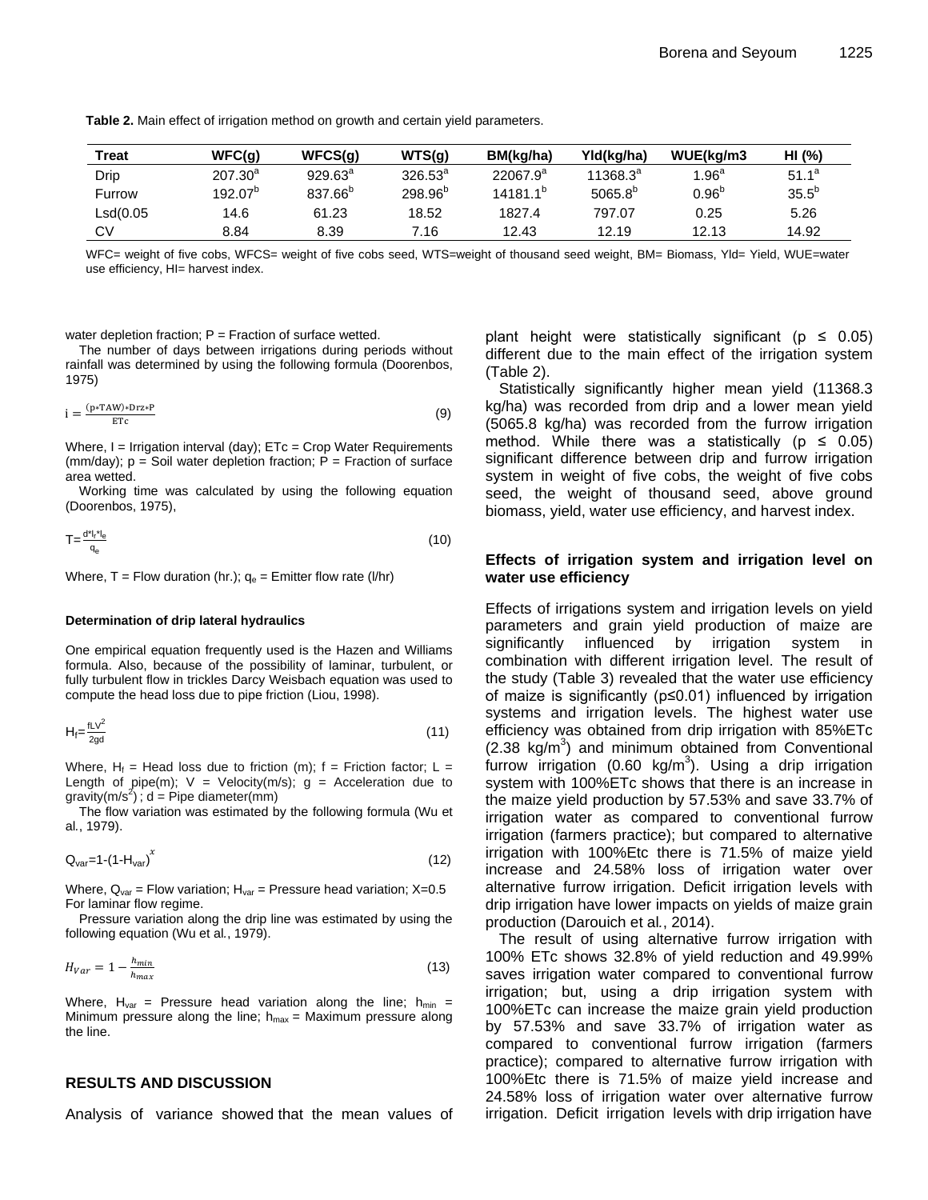**Table 2.** Main effect of irrigation method on growth and certain yield parameters.

| Treat | WFC(g) | WFCS(g) | WTS(g) | BM(kg/ha) | Yld(kg/ha) | WUE(kg/m3 | HI (%) |
|---|---|---|---|---|---|---|---|
| Drip | 207.30[a] | 929.63[a] | 326.53[a] | 22067.9[a] | 11368.3[a] | 1.96[a] | 51.1[a] |
| Furrow | 192.07[b] | 837.66[b] | 298.96[b] | 14181.1[b] | 5065.8[b] | 0.96[b] | 35.5[b] |
| Lsd(0.05 | 14.6 | 61.23 | 18.52 | 1827.4 | 797.07 | 0.25 | 5.26 |
| CV | 8.84 | 8.39 | 7.16 | 12.43 | 12.19 | 12.13 | 14.92 |

WFC= weight of five cobs, WFCS= weight of five cobs seed, WTS=weight of thousand seed weight, BM= Biomass, Yld= Yield, WUE=water use efficiency, HI= harvest index.

water depletion fraction; P = Fraction of surface wetted.

The number of days between irrigations during periods without rainfall was determined by using the following formula (Doorenbos, 1975)

$$i = \frac{(p*TAW)*Drz*P}{ETc} \tag{9}$$

Where, I = Irrigation interval (day); ETc = Crop Water Requirements (mm/day); p = Soil water depletion fraction; P = Fraction of surface area wetted.

Working time was calculated by using the following equation (Doorenbos, 1975),

$$T=\frac{d*l_r*l_e}{q_e} \tag{10}$$

Where, T = Flow duration (hr.); $q_e$ = Emitter flow rate (l/hr)

#### Determination of drip lateral hydraulics

One empirical equation frequently used is the Hazen and Williams formula. Also, because of the possibility of laminar, turbulent, or fully turbulent flow in trickles Darcy Weisbach equation was used to compute the head loss due to pipe friction (Liou, 1998).

$$H_f=\frac{fLV^2}{2gd} \tag{11}$$

Where, $H_f$ = Head loss due to friction (m); f = Friction factor; L = Length of pipe(m); V = Velocity(m/s); g = Acceleration due to gravity(m/s$^2$) ; d = Pipe diameter(mm)

The flow variation was estimated by the following formula (Wu et al., 1979).

$$Q_{var}=1-(1-H_{var})^{x} \tag{12}$$

Where, $Q_{var}$ = Flow variation; $H_{var}$ = Pressure head variation; X=0.5 For laminar flow regime.

Pressure variation along the drip line was estimated by using the following equation (Wu et al., 1979).

$$H_{Var} = 1 - \frac{h_{min}}{h_{max}} \tag{13}$$

Where, $H_{var}$ = Pressure head variation along the line; $h_{min}$ = Minimum pressure along the line; $h_{max}$ = Maximum pressure along the line.

## RESULTS AND DISCUSSION

Analysis of variance showed that the mean values of plant height were statistically significant ($p \leq 0.05$) different due to the main effect of the irrigation system (Table 2).

Statistically significantly higher mean yield (11368.3 kg/ha) was recorded from drip and a lower mean yield (5065.8 kg/ha) was recorded from the furrow irrigation method. While there was a statistically ($p \leq 0.05$) significant difference between drip and furrow irrigation system in weight of five cobs, the weight of five cobs seed, the weight of thousand seed, above ground biomass, yield, water use efficiency, and harvest index.

### Effects of irrigation system and irrigation level on water use efficiency

Effects of irrigations system and irrigation levels on yield parameters and grain yield production of maize are significantly influenced by irrigation system in combination with different irrigation level. The result of the study (Table 3) revealed that the water use efficiency of maize is significantly ($p \leq 0.01$) influenced by irrigation systems and irrigation levels. The highest water use efficiency was obtained from drip irrigation with 85%ETc (2.38 kg/m$^3$) and minimum obtained from Conventional furrow irrigation (0.60 kg/m$^3$). Using a drip irrigation system with 100%ETc shows that there is an increase in the maize yield production by 57.53% and save 33.7% of irrigation water as compared to conventional furrow irrigation (farmers practice); but compared to alternative irrigation with 100%Etc there is 71.5% of maize yield increase and 24.58% loss of irrigation water over alternative furrow irrigation. Deficit irrigation levels with drip irrigation have lower impacts on yields of maize grain production (Darouich et al., 2014).

The result of using alternative furrow irrigation with 100% ETc shows 32.8% of yield reduction and 49.99% saves irrigation water compared to conventional furrow irrigation; but, using a drip irrigation system with 100%ETc can increase the maize grain yield production by 57.53% and save 33.7% of irrigation water as compared to conventional furrow irrigation (farmers practice); compared to alternative furrow irrigation with 100%Etc there is 71.5% of maize yield increase and 24.58% loss of irrigation water over alternative furrow irrigation. Deficit irrigation levels with drip irrigation have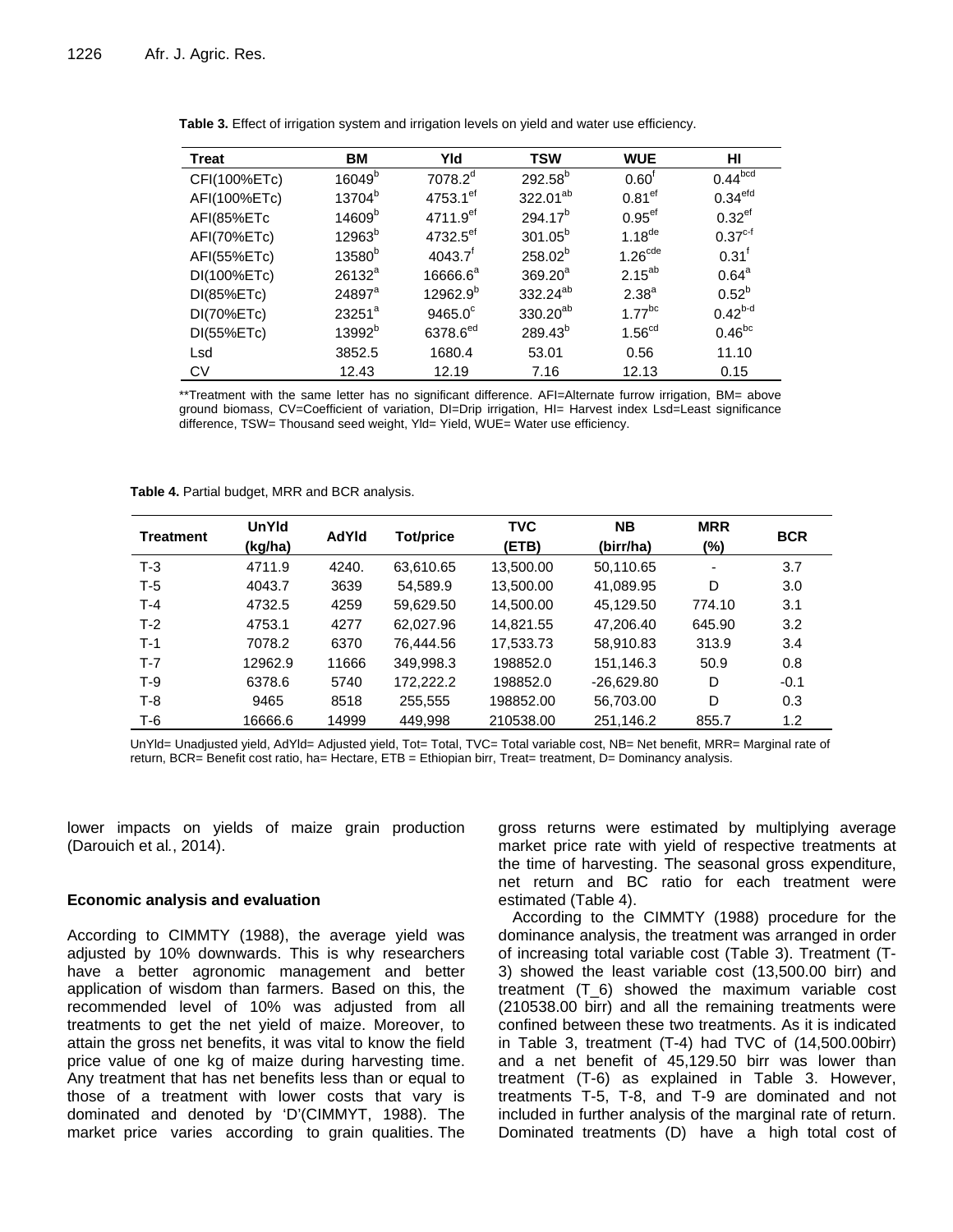**Table 3.** Effect of irrigation system and irrigation levels on yield and water use efficiency.

| Treat | BM | Yld | TSW | WUE | HI |
|---|---|---|---|---|---|
| CFI(100%ETc) | $16049^{b}$ | $7078.2^{d}$ | $292.58^{b}$ | $0.60^{f}$ | $0.44^{bcd}$ |
| AFI(100%ETc) | $13704^{b}$ | $4753.1^{ef}$ | $322.01^{ab}$ | $0.81^{ef}$ | $0.34^{efd}$ |
| AFI(85%ETc | $14609^{b}$ | $4711.9^{ef}$ | $294.17^{b}$ | $0.95^{ef}$ | $0.32^{ef}$ |
| AFI(70%ETc) | $12963^{b}$ | $4732.5^{ef}$ | $301.05^{b}$ | $1.18^{de}$ | $0.37^{c\text{-}f}$ |
| AFI(55%ETc) | $13580^{b}$ | $4043.7^{f}$ | $258.02^{b}$ | $1.26^{cde}$ | $0.31^{f}$ |
| DI(100%ETc) | $26132^{a}$ | $16666.6^{a}$ | $369.20^{a}$ | $2.15^{ab}$ | $0.64^{a}$ |
| DI(85%ETc) | $24897^{a}$ | $12962.9^{b}$ | $332.24^{ab}$ | $2.38^{a}$ | $0.52^{b}$ |
| DI(70%ETc) | $23251^{a}$ | $9465.0^{c}$ | $330.20^{ab}$ | $1.77^{bc}$ | $0.42^{b\text{-}d}$ |
| DI(55%ETc) | $13992^{b}$ | $6378.6^{ed}$ | $289.43^{b}$ | $1.56^{cd}$ | $0.46^{bc}$ |
| Lsd | 3852.5 | 1680.4 | 53.01 | 0.56 | 11.10 |
| CV | 12.43 | 12.19 | 7.16 | 12.13 | 0.15 |

**Treatment with the same letter has no significant difference. AFI=Alternate furrow irrigation, BM= above ground biomass, CV=Coefficient of variation, DI=Drip irrigation, HI= Harvest index Lsd=Least significance difference, TSW= Thousand seed weight, Yld= Yield, WUE= Water use efficiency.

**Table 4.** Partial budget, MRR and BCR analysis.

| Treatment | UnYld (kg/ha) | AdYld | Tot/price | TVC (ETB) | NB (birr/ha) | MRR (%) | BCR |
|---|---|---|---|---|---|---|---|
| T-3 | 4711.9 | 4240. | 63,610.65 | 13,500.00 | 50,110.65 | - | 3.7 |
| T-5 | 4043.7 | 3639 | 54,589.9 | 13,500.00 | 41,089.95 | D | 3.0 |
| T-4 | 4732.5 | 4259 | 59,629.50 | 14,500.00 | 45,129.50 | 774.10 | 3.1 |
| T-2 | 4753.1 | 4277 | 62,027.96 | 14,821.55 | 47,206.40 | 645.90 | 3.2 |
| T-1 | 7078.2 | 6370 | 76,444.56 | 17,533.73 | 58,910.83 | 313.9 | 3.4 |
| T-7 | 12962.9 | 11666 | 349,998.3 | 198852.0 | 151,146.3 | 50.9 | 0.8 |
| T-9 | 6378.6 | 5740 | 172,222.2 | 198852.0 | -26,629.80 | D | -0.1 |
| T-8 | 9465 | 8518 | 255,555 | 198852.00 | 56,703.00 | D | 0.3 |
| T-6 | 16666.6 | 14999 | 449,998 | 210538.00 | 251,146.2 | 855.7 | 1.2 |

UnYld= Unadjusted yield, AdYld= Adjusted yield, Tot= Total, TVC= Total variable cost, NB= Net benefit, MRR= Marginal rate of return, BCR= Benefit cost ratio, ha= Hectare, ETB = Ethiopian birr, Treat= treatment, D= Dominancy analysis.

lower impacts on yields of maize grain production (Darouich et al., 2014).

### Economic analysis and evaluation

According to CIMMTY (1988), the average yield was adjusted by 10% downwards. This is why researchers have a better agronomic management and better application of wisdom than farmers. Based on this, the recommended level of 10% was adjusted from all treatments to get the net yield of maize. Moreover, to attain the gross net benefits, it was vital to know the field price value of one kg of maize during harvesting time. Any treatment that has net benefits less than or equal to those of a treatment with lower costs that vary is dominated and denoted by 'D'(CIMMYT, 1988). The market price varies according to grain qualities. The gross returns were estimated by multiplying average market price rate with yield of respective treatments at the time of harvesting. The seasonal gross expenditure, net return and BC ratio for each treatment were estimated (Table 4).

According to the CIMMTY (1988) procedure for the dominance analysis, the treatment was arranged in order of increasing total variable cost (Table 3). Treatment (T-3) showed the least variable cost (13,500.00 birr) and treatment (T_6) showed the maximum variable cost (210538.00 birr) and all the remaining treatments were confined between these two treatments. As it is indicated in Table 3, treatment (T-4) had TVC of (14,500.00birr) and a net benefit of 45,129.50 birr was lower than treatment (T-6) as explained in Table 3. However, treatments T-5, T-8, and T-9 are dominated and not included in further analysis of the marginal rate of return. Dominated treatments (D) have a high total cost of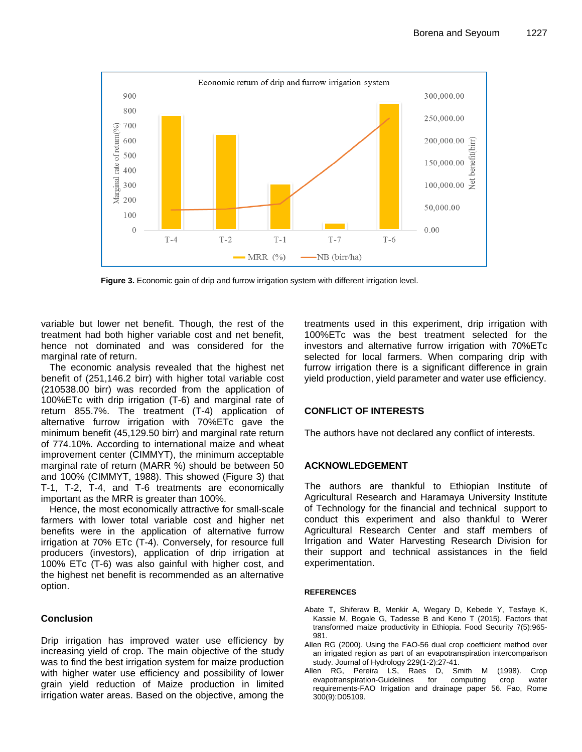Figure 3. Economic gain of drip and furrow irrigation system with different irrigation level.

variable but lower net benefit. Though, the rest of the treatment had both higher variable cost and net benefit, hence not dominated and was considered for the marginal rate of return.

The economic analysis revealed that the highest net benefit of (251,146.2 birr) with higher total variable cost (210538.00 birr) was recorded from the application of 100%ETc with drip irrigation (T-6) and marginal rate of return 855.7%. The treatment (T-4) application of alternative furrow irrigation with 70%ETc gave the minimum benefit (45,129.50 birr) and marginal rate return of 774.10%. According to international maize and wheat improvement center (CIMMYT), the minimum acceptable marginal rate of return (MARR %) should be between 50 and 100% (CIMMYT, 1988). This showed (Figure 3) that T-1, T-2, T-4, and T-6 treatments are economically important as the MRR is greater than 100%.

Hence, the most economically attractive for small-scale farmers with lower total variable cost and higher net benefits were in the application of alternative furrow irrigation at 70% ETc (T-4). Conversely, for resource full producers (investors), application of drip irrigation at 100% ETc (T-6) was also gainful with higher cost, and the highest net benefit is recommended as an alternative option.

## Conclusion

Drip irrigation has improved water use efficiency by increasing yield of crop. The main objective of the study was to find the best irrigation system for maize production with higher water use efficiency and possibility of lower grain yield reduction of Maize production in limited irrigation water areas. Based on the objective, among the treatments used in this experiment, drip irrigation with 100%ETc was the best treatment selected for the investors and alternative furrow irrigation with 70%ETc selected for local farmers. When comparing drip with furrow irrigation there is a significant difference in grain yield production, yield parameter and water use efficiency.

## CONFLICT OF INTERESTS

The authors have not declared any conflict of interests.

## ACKNOWLEDGEMENT

The authors are thankful to Ethiopian Institute of Agricultural Research and Haramaya University Institute of Technology for the financial and technical support to conduct this experiment and also thankful to Werer Agricultural Research Center and staff members of Irrigation and Water Harvesting Research Division for their support and technical assistances in the field experimentation.

## REFERENCES

Abate T, Shiferaw B, Menkir A, Wegary D, Kebede Y, Tesfaye K, Kassie M, Bogale G, Tadesse B and Keno T (2015). Factors that transformed maize productivity in Ethiopia. Food Security 7(5):965-981.

Allen RG (2000). Using the FAO-56 dual crop coefficient method over an irrigated region as part of an evapotranspiration intercomparison study. Journal of Hydrology 229(1-2):27-41.

Allen RG, Pereira LS, Raes D, Smith M (1998). Crop evapotranspiration-Guidelines for computing crop water requirements-FAO Irrigation and drainage paper 56. Fao, Rome 300(9):D05109.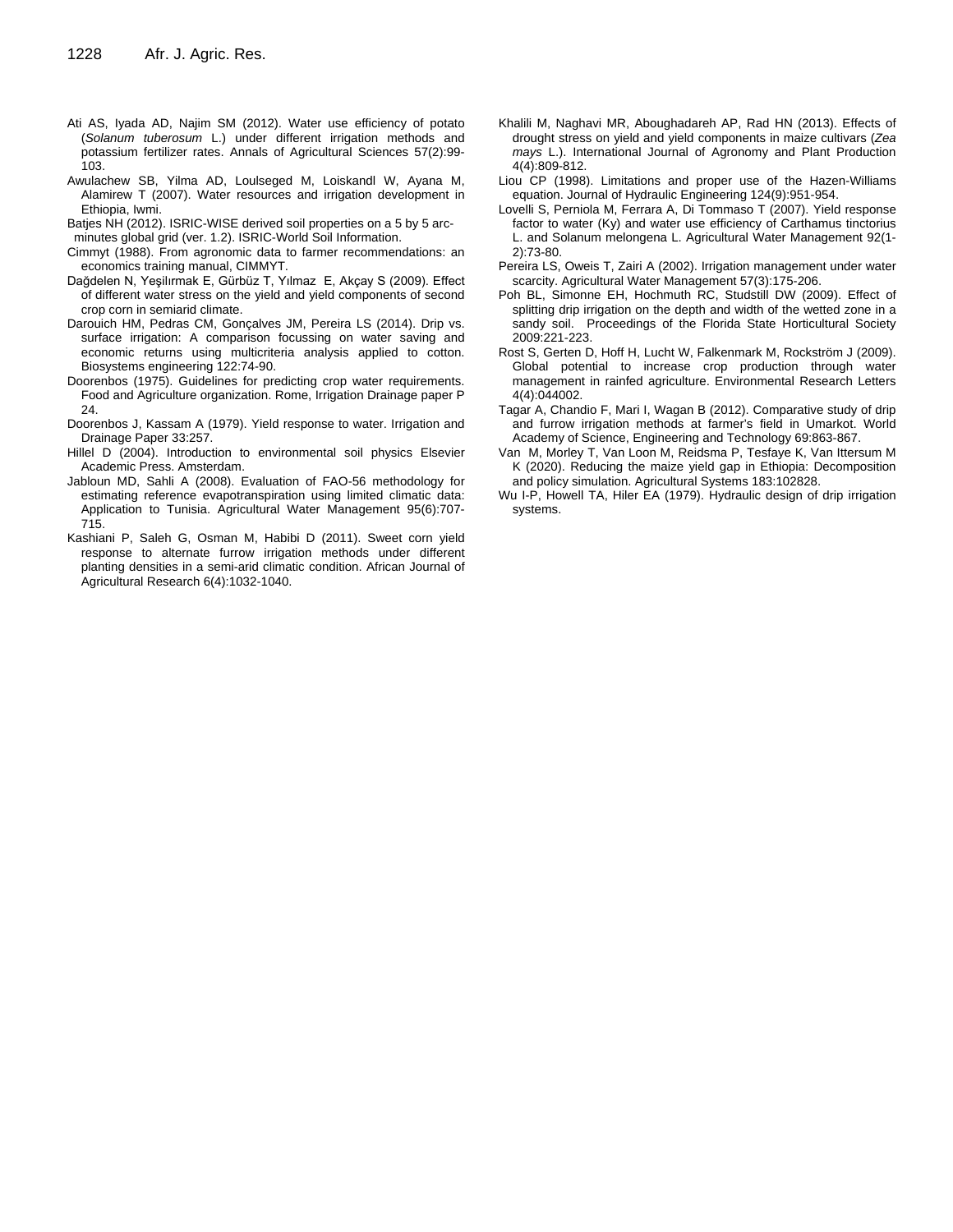Ati AS, Iyada AD, Najim SM (2012). Water use efficiency of potato (*Solanum tuberosum* L.) under different irrigation methods and potassium fertilizer rates. Annals of Agricultural Sciences 57(2):99-103.

Awulachew SB, Yilma AD, Loulseged M, Loiskandl W, Ayana M, Alamirew T (2007). Water resources and irrigation development in Ethiopia, Iwmi.

Batjes NH (2012). ISRIC-WISE derived soil properties on a 5 by 5 arc-minutes global grid (ver. 1.2). ISRIC-World Soil Information.

Cimmyt (1988). From agronomic data to farmer recommendations: an economics training manual, CIMMYT.

Dağdelen N, Yeşilırmak E, Gürbüz T, Yılmaz E, Akçay S (2009). Effect of different water stress on the yield and yield components of second crop corn in semiarid climate.

Darouich HM, Pedras CM, Gonçalves JM, Pereira LS (2014). Drip vs. surface irrigation: A comparison focussing on water saving and economic returns using multicriteria analysis applied to cotton. Biosystems engineering 122:74-90.

Doorenbos (1975). Guidelines for predicting crop water requirements. Food and Agriculture organization. Rome, Irrigation Drainage paper P 24.

Doorenbos J, Kassam A (1979). Yield response to water. Irrigation and Drainage Paper 33:257.

Hillel D (2004). Introduction to environmental soil physics Elsevier Academic Press. Amsterdam.

Jabloun MD, Sahli A (2008). Evaluation of FAO-56 methodology for estimating reference evapotranspiration using limited climatic data: Application to Tunisia. Agricultural Water Management 95(6):707-715.

Kashiani P, Saleh G, Osman M, Habibi D (2011). Sweet corn yield response to alternate furrow irrigation methods under different planting densities in a semi-arid climatic condition. African Journal of Agricultural Research 6(4):1032-1040.

Khalili M, Naghavi MR, Aboughadareh AP, Rad HN (2013). Effects of drought stress on yield and yield components in maize cultivars (*Zea mays* L.). International Journal of Agronomy and Plant Production 4(4):809-812.

Liou CP (1998). Limitations and proper use of the Hazen-Williams equation. Journal of Hydraulic Engineering 124(9):951-954.

Lovelli S, Perniola M, Ferrara A, Di Tommaso T (2007). Yield response factor to water (Ky) and water use efficiency of Carthamus tinctorius L. and Solanum melongena L. Agricultural Water Management 92(1-2):73-80.

Pereira LS, Oweis T, Zairi A (2002). Irrigation management under water scarcity. Agricultural Water Management 57(3):175-206.

Poh BL, Simonne EH, Hochmuth RC, Studstill DW (2009). Effect of splitting drip irrigation on the depth and width of the wetted zone in a sandy soil. Proceedings of the Florida State Horticultural Society 2009:221-223.

Rost S, Gerten D, Hoff H, Lucht W, Falkenmark M, Rockström J (2009). Global potential to increase crop production through water management in rainfed agriculture. Environmental Research Letters 4(4):044002.

Tagar A, Chandio F, Mari I, Wagan B (2012). Comparative study of drip and furrow irrigation methods at farmer's field in Umarkot. World Academy of Science, Engineering and Technology 69:863-867.

Van M, Morley T, Van Loon M, Reidsma P, Tesfaye K, Van Ittersum M K (2020). Reducing the maize yield gap in Ethiopia: Decomposition and policy simulation. Agricultural Systems 183:102828.

Wu I-P, Howell TA, Hiler EA (1979). Hydraulic design of drip irrigation systems.